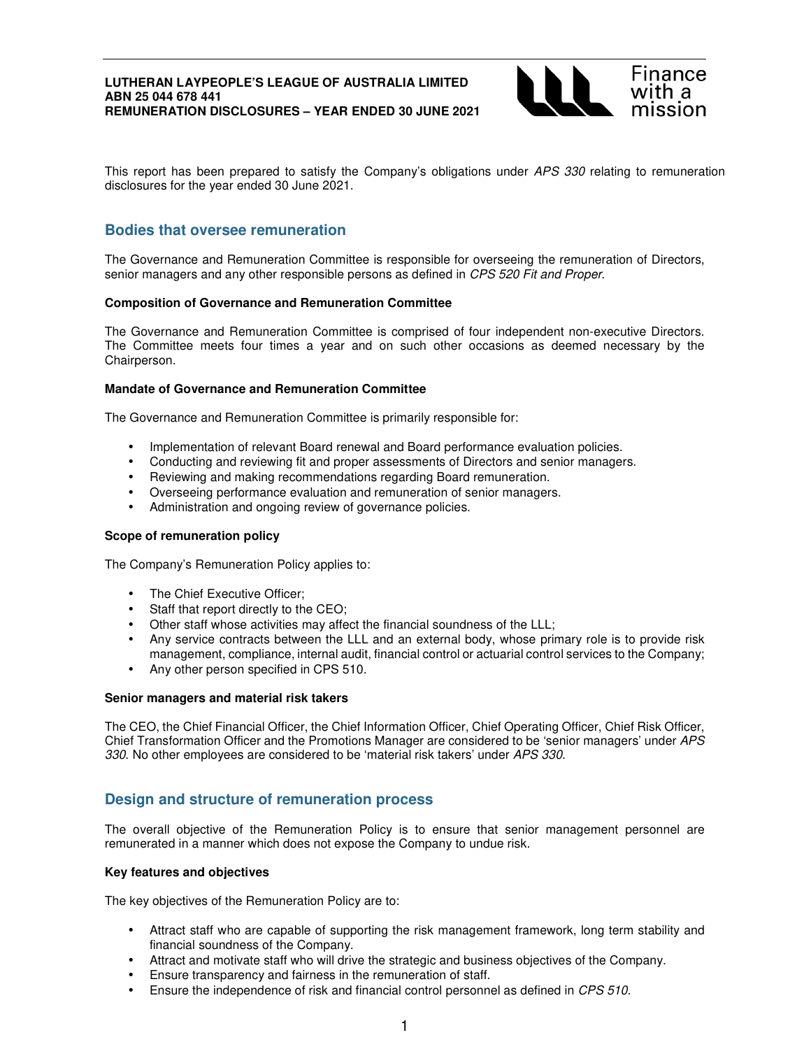**LUTHERAN LAYPEOPLE'S LEAGUE OF AUSTRALIA LIMITED**
**ABN 25 044 678 441**
**REMUNERATION DISCLOSURES – YEAR ENDED 30 JUNE 2021**

Finance with a mission

This report has been prepared to satisfy the Company's obligations under *APS 330* relating to remuneration disclosures for the year ended 30 June 2021.

## Bodies that oversee remuneration

The Governance and Remuneration Committee is responsible for overseeing the remuneration of Directors, senior managers and any other responsible persons as defined in *CPS 520 Fit and Proper*.

#### Composition of Governance and Remuneration Committee

The Governance and Remuneration Committee is comprised of four independent non-executive Directors. The Committee meets four times a year and on such other occasions as deemed necessary by the Chairperson.

#### Mandate of Governance and Remuneration Committee

The Governance and Remuneration Committee is primarily responsible for:

- Implementation of relevant Board renewal and Board performance evaluation policies.
- Conducting and reviewing fit and proper assessments of Directors and senior managers.
- Reviewing and making recommendations regarding Board remuneration.
- Overseeing performance evaluation and remuneration of senior managers.
- Administration and ongoing review of governance policies.

#### Scope of remuneration policy

The Company's Remuneration Policy applies to:

- The Chief Executive Officer;
- Staff that report directly to the CEO;
- Other staff whose activities may affect the financial soundness of the LLL;
- Any service contracts between the LLL and an external body, whose primary role is to provide risk management, compliance, internal audit, financial control or actuarial control services to the Company;
- Any other person specified in CPS 510.

#### Senior managers and material risk takers

The CEO, the Chief Financial Officer, the Chief Information Officer, Chief Operating Officer, Chief Risk Officer, Chief Transformation Officer and the Promotions Manager are considered to be 'senior managers' under *APS 330*. No other employees are considered to be 'material risk takers' under *APS 330*.

## Design and structure of remuneration process

The overall objective of the Remuneration Policy is to ensure that senior management personnel are remunerated in a manner which does not expose the Company to undue risk.

#### Key features and objectives

The key objectives of the Remuneration Policy are to:

- Attract staff who are capable of supporting the risk management framework, long term stability and financial soundness of the Company.
- Attract and motivate staff who will drive the strategic and business objectives of the Company.
- Ensure transparency and fairness in the remuneration of staff.
- Ensure the independence of risk and financial control personnel as defined in *CPS 510*.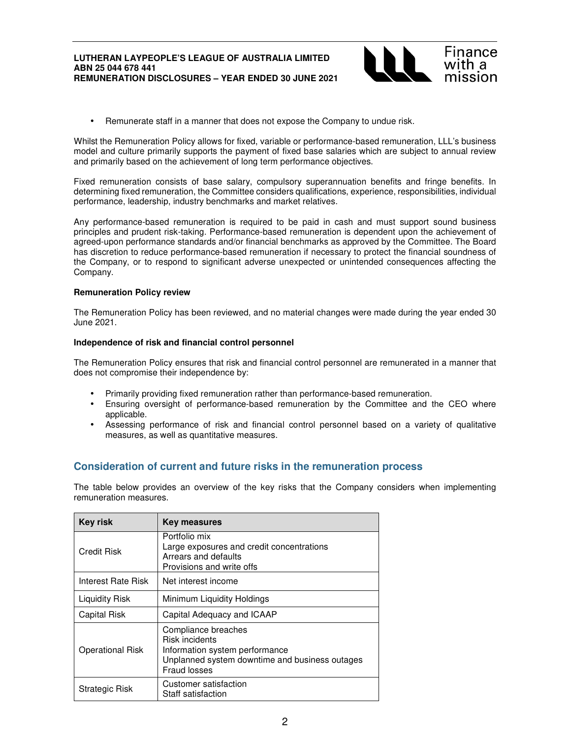- Remunerate staff in a manner that does not expose the Company to undue risk.

Whilst the Remuneration Policy allows for fixed, variable or performance-based remuneration, LLL's business model and culture primarily supports the payment of fixed base salaries which are subject to annual review and primarily based on the achievement of long term performance objectives.

Fixed remuneration consists of base salary, compulsory superannuation benefits and fringe benefits. In determining fixed remuneration, the Committee considers qualifications, experience, responsibilities, individual performance, leadership, industry benchmarks and market relatives.

Any performance-based remuneration is required to be paid in cash and must support sound business principles and prudent risk-taking. Performance-based remuneration is dependent upon the achievement of agreed-upon performance standards and/or financial benchmarks as approved by the Committee. The Board has discretion to reduce performance-based remuneration if necessary to protect the financial soundness of the Company, or to respond to significant adverse unexpected or unintended consequences affecting the Company.

**Remuneration Policy review**

The Remuneration Policy has been reviewed, and no material changes were made during the year ended 30 June 2021.

**Independence of risk and financial control personnel**

The Remuneration Policy ensures that risk and financial control personnel are remunerated in a manner that does not compromise their independence by:

- Primarily providing fixed remuneration rather than performance-based remuneration.
- Ensuring oversight of performance-based remuneration by the Committee and the CEO where applicable.
- Assessing performance of risk and financial control personnel based on a variety of qualitative measures, as well as quantitative measures.

## Consideration of current and future risks in the remuneration process

The table below provides an overview of the key risks that the Company considers when implementing remuneration measures.

| Key risk | Key measures |
|---|---|
| Credit Risk | Portfolio mix<br>Large exposures and credit concentrations<br>Arrears and defaults<br>Provisions and write offs |
| Interest Rate Risk | Net interest income |
| Liquidity Risk | Minimum Liquidity Holdings |
| Capital Risk | Capital Adequacy and ICAAP |
| Operational Risk | Compliance breaches<br>Risk incidents<br>Information system performance<br>Unplanned system downtime and business outages<br>Fraud losses |
| Strategic Risk | Customer satisfaction<br>Staff satisfaction |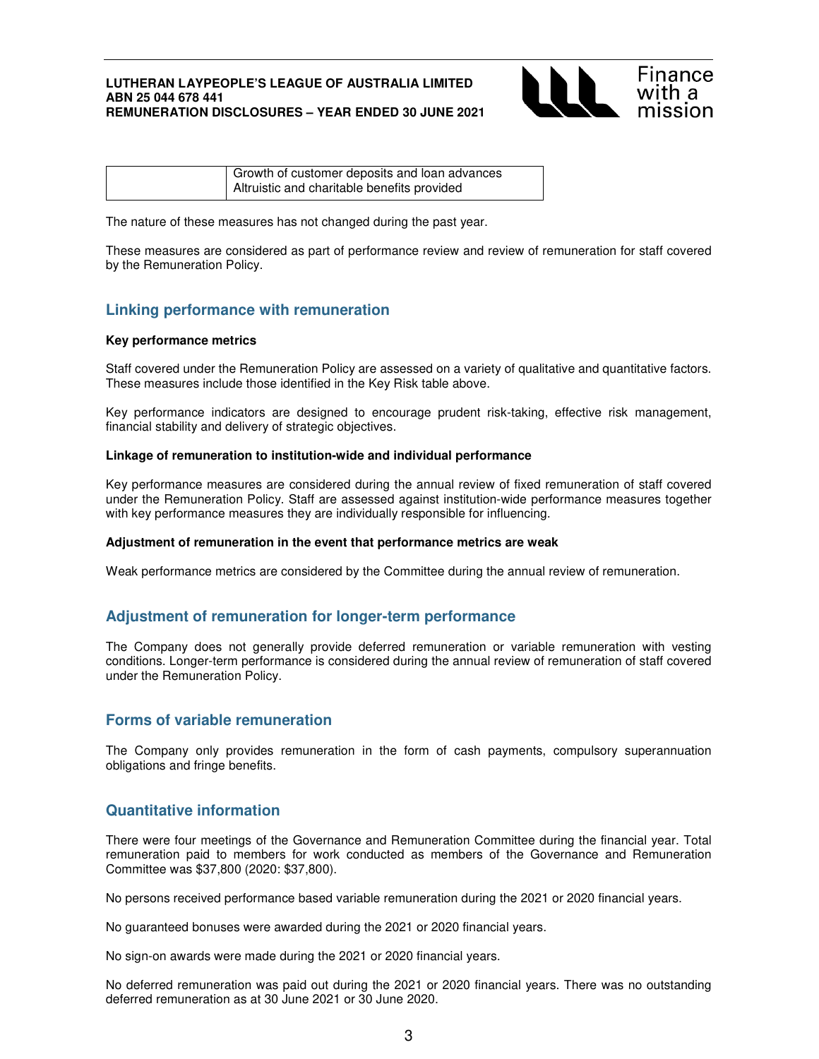| | |
|---|---|
| | Growth of customer deposits and loan advances<br>Altruistic and charitable benefits provided |

The nature of these measures has not changed during the past year.

These measures are considered as part of performance review and review of remuneration for staff covered by the Remuneration Policy.

## Linking performance with remuneration

**Key performance metrics**

Staff covered under the Remuneration Policy are assessed on a variety of qualitative and quantitative factors. These measures include those identified in the Key Risk table above.

Key performance indicators are designed to encourage prudent risk-taking, effective risk management, financial stability and delivery of strategic objectives.

**Linkage of remuneration to institution-wide and individual performance**

Key performance measures are considered during the annual review of fixed remuneration of staff covered under the Remuneration Policy. Staff are assessed against institution-wide performance measures together with key performance measures they are individually responsible for influencing.

**Adjustment of remuneration in the event that performance metrics are weak**

Weak performance metrics are considered by the Committee during the annual review of remuneration.

## Adjustment of remuneration for longer-term performance

The Company does not generally provide deferred remuneration or variable remuneration with vesting conditions. Longer-term performance is considered during the annual review of remuneration of staff covered under the Remuneration Policy.

## Forms of variable remuneration

The Company only provides remuneration in the form of cash payments, compulsory superannuation obligations and fringe benefits.

## Quantitative information

There were four meetings of the Governance and Remuneration Committee during the financial year. Total remuneration paid to members for work conducted as members of the Governance and Remuneration Committee was $37,800 (2020: $37,800).

No persons received performance based variable remuneration during the 2021 or 2020 financial years.

No guaranteed bonuses were awarded during the 2021 or 2020 financial years.

No sign-on awards were made during the 2021 or 2020 financial years.

No deferred remuneration was paid out during the 2021 or 2020 financial years. There was no outstanding deferred remuneration as at 30 June 2021 or 30 June 2020.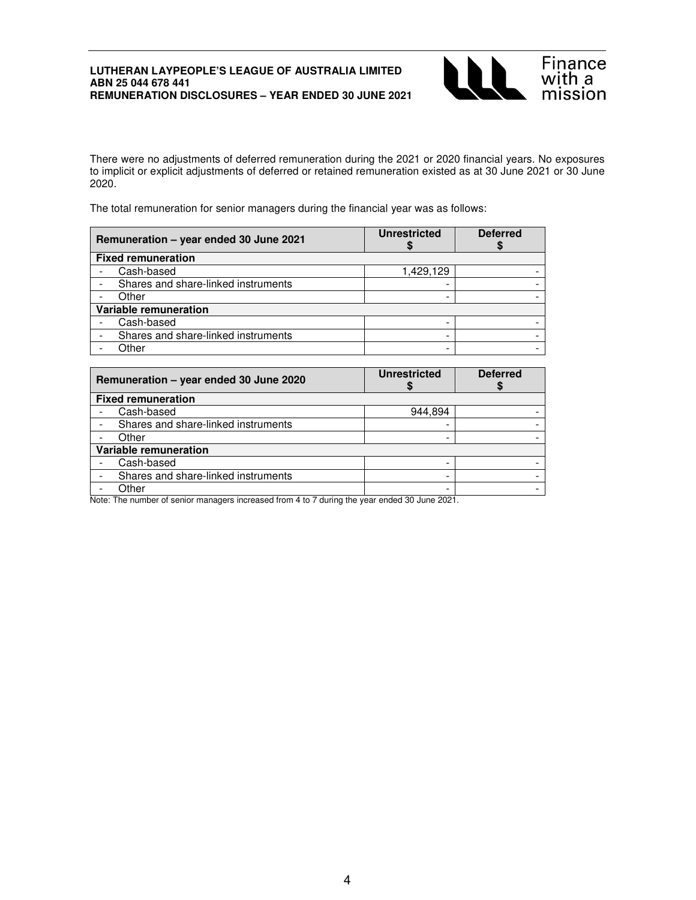There were no adjustments of deferred remuneration during the 2021 or 2020 financial years. No exposures to implicit or explicit adjustments of deferred or retained remuneration existed as at 30 June 2021 or 30 June 2020.

The total remuneration for senior managers during the financial year was as follows:

| Remuneration – year ended 30 June 2021 | Unrestricted $ | Deferred $ |
|---|---|---|
| **Fixed remuneration** | | |
| - Cash-based | 1,429,129 | - |
| - Shares and share-linked instruments | - | - |
| - Other | - | - |
| **Variable remuneration** | | |
| - Cash-based | - | - |
| - Shares and share-linked instruments | - | - |
| - Other | - | - |

| Remuneration – year ended 30 June 2020 | Unrestricted $ | Deferred $ |
|---|---|---|
| **Fixed remuneration** | | |
| - Cash-based | 944,894 | - |
| - Shares and share-linked instruments | - | - |
| - Other | - | - |
| **Variable remuneration** | | |
| - Cash-based | - | - |
| - Shares and share-linked instruments | - | - |
| - Other | - | - |

Note: The number of senior managers increased from 4 to 7 during the year ended 30 June 2021.